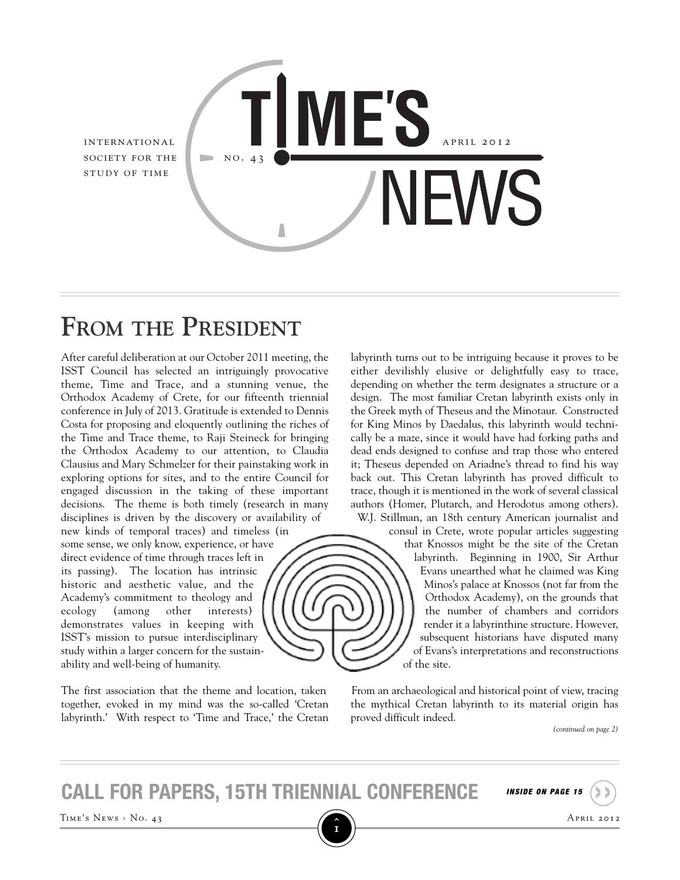INTERNATIONAL SOCIETY FOR THE STUDY OF TIME

# TIME'S NEWS

NO. 43 — APRIL 2012

## FROM THE PRESIDENT

After careful deliberation at our October 2011 meeting, the ISST Council has selected an intriguingly provocative theme, Time and Trace, and a stunning venue, the Orthodox Academy of Crete, for our fifteenth triennial conference in July of 2013. Gratitude is extended to Dennis Costa for proposing and eloquently outlining the riches of the Time and Trace theme, to Raji Steineck for bringing the Orthodox Academy to our attention, to Claudia Clausius and Mary Schmelzer for their painstaking work in exploring options for sites, and to the entire Council for engaged discussion in the taking of these important decisions. The theme is both timely (research in many disciplines is driven by the discovery or availability of new kinds of temporal traces) and timeless (in some sense, we only know, experience, or have direct evidence of time through traces left in its passing). The location has intrinsic historic and aesthetic value, and the Academy's commitment to theology and ecology (among other interests) demonstrates values in keeping with ISST's mission to pursue interdisciplinary study within a larger concern for the sustainability and well-being of humanity.

The first association that the theme and location, taken together, evoked in my mind was the so-called 'Cretan labyrinth.' With respect to 'Time and Trace,' the Cretan labyrinth turns out to be intriguing because it proves to be either devilishly elusive or delightfully easy to trace, depending on whether the term designates a structure or a design. The most familiar Cretan labyrinth exists only in the Greek myth of Theseus and the Minotaur. Constructed for King Minos by Daedalus, this labyrinth would technically be a maze, since it would have had forking paths and dead ends designed to confuse and trap those who entered it; Theseus depended on Ariadne's thread to find his way back out. This Cretan labyrinth has proved difficult to trace, though it is mentioned in the work of several classical authors (Homer, Plutarch, and Herodotus among others). W.J. Stillman, an 18th century American journalist and consul in Crete, wrote popular articles suggesting that Knossos might be the site of the Cretan labyrinth. Beginning in 1900, Sir Arthur Evans unearthed what he claimed was King Minos's palace at Knossos (not far from the Orthodox Academy), on the grounds that the number of chambers and corridors render it a labyrinthine structure. However, subsequent historians have disputed many of Evans's interpretations and reconstructions of the site.

From an archaeological and historical point of view, tracing the mythical Cretan labyrinth to its material origin has proved difficult indeed.

*(continued on page 2)*

**CALL FOR PAPERS, 15TH TRIENNIAL CONFERENCE** *INSIDE ON PAGE 15*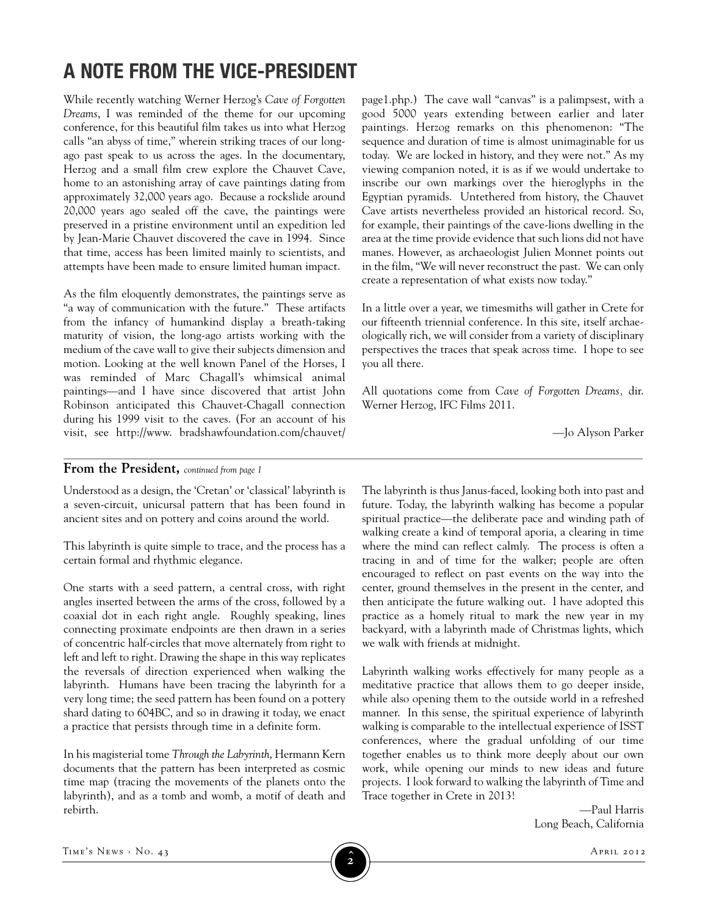# A NOTE FROM THE VICE-PRESIDENT

While recently watching Werner Herzog's *Cave of Forgotten Dreams*, I was reminded of the theme for our upcoming conference, for this beautiful film takes us into what Herzog calls "an abyss of time," wherein striking traces of our long-ago past speak to us across the ages. In the documentary, Herzog and a small film crew explore the Chauvet Cave, home to an astonishing array of cave paintings dating from approximately 32,000 years ago. Because a rockslide around 20,000 years ago sealed off the cave, the paintings were preserved in a pristine environment until an expedition led by Jean-Marie Chauvet discovered the cave in 1994. Since that time, access has been limited mainly to scientists, and attempts have been made to ensure limited human impact.

As the film eloquently demonstrates, the paintings serve as "a way of communication with the future." These artifacts from the infancy of humankind display a breath-taking maturity of vision, the long-ago artists working with the medium of the cave wall to give their subjects dimension and motion. Looking at the well known Panel of the Horses, I was reminded of Marc Chagall's whimsical animal paintings—and I have since discovered that artist John Robinson anticipated this Chauvet-Chagall connection during his 1999 visit to the caves. (For an account of his visit, see http://www. bradshawfoundation.com/chauvet/page1.php.) The cave wall "canvas" is a palimpsest, with a good 5000 years extending between earlier and later paintings. Herzog remarks on this phenomenon: "The sequence and duration of time is almost unimaginable for us today. We are locked in history, and they were not." As my viewing companion noted, it is as if we would undertake to inscribe our own markings over the hieroglyphs in the Egyptian pyramids. Untethered from history, the Chauvet Cave artists nevertheless provided an historical record. So, for example, their paintings of the cave-lions dwelling in the area at the time provide evidence that such lions did not have manes. However, as archaeologist Julien Monnet points out in the film, "We will never reconstruct the past. We can only create a representation of what exists now today."

In a little over a year, we timesmiths will gather in Crete for our fifteenth triennial conference. In this site, itself archaeologically rich, we will consider from a variety of disciplinary perspectives the traces that speak across time. I hope to see you all there.

All quotations come from *Cave of Forgotten Dreams*, dir. Werner Herzog, IFC Films 2011.

—Jo Alyson Parker

## From the President, *continued from page 1*

Understood as a design, the 'Cretan' or 'classical' labyrinth is a seven-circuit, unicursal pattern that has been found in ancient sites and on pottery and coins around the world.

This labyrinth is quite simple to trace, and the process has a certain formal and rhythmic elegance.

One starts with a seed pattern, a central cross, with right angles inserted between the arms of the cross, followed by a coaxial dot in each right angle. Roughly speaking, lines connecting proximate endpoints are then drawn in a series of concentric half-circles that move alternately from right to left and left to right. Drawing the shape in this way replicates the reversals of direction experienced when walking the labyrinth. Humans have been tracing the labyrinth for a very long time; the seed pattern has been found on a pottery shard dating to 604BC, and so in drawing it today, we enact a practice that persists through time in a definite form.

In his magisterial tome *Through the Labyrinth*, Hermann Kern documents that the pattern has been interpreted as cosmic time map (tracing the movements of the planets onto the labyrinth), and as a tomb and womb, a motif of death and rebirth.

The labyrinth is thus Janus-faced, looking both into past and future. Today, the labyrinth walking has become a popular spiritual practice—the deliberate pace and winding path of walking create a kind of temporal aporia, a clearing in time where the mind can reflect calmly. The process is often a tracing in and of time for the walker; people are often encouraged to reflect on past events on the way into the center, ground themselves in the present in the center, and then anticipate the future walking out. I have adopted this practice as a homely ritual to mark the new year in my backyard, with a labyrinth made of Christmas lights, which we walk with friends at midnight.

Labyrinth walking works effectively for many people as a meditative practice that allows them to go deeper inside, while also opening them to the outside world in a refreshed manner. In this sense, the spiritual experience of labyrinth walking is comparable to the intellectual experience of ISST conferences, where the gradual unfolding of our time together enables us to think more deeply about our own work, while opening our minds to new ideas and future projects. I look forward to walking the labyrinth of Time and Trace together in Crete in 2013!

—Paul Harris
Long Beach, California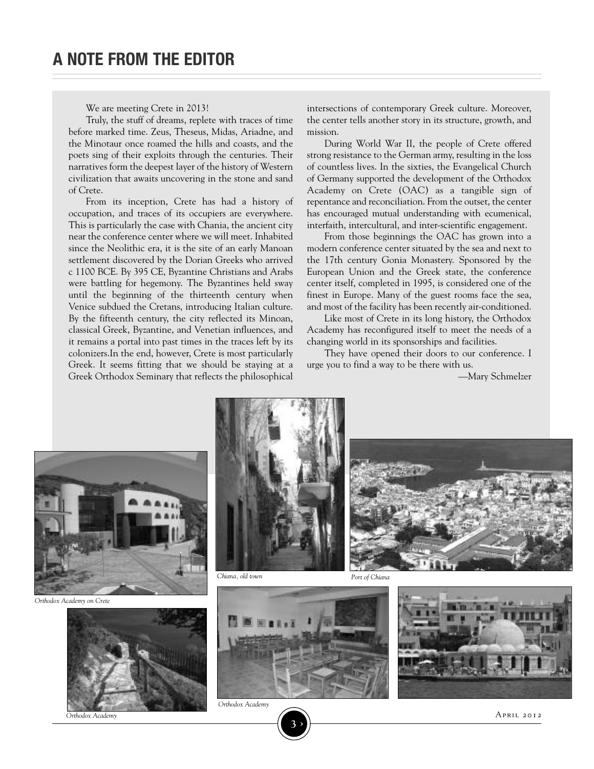# A NOTE FROM THE EDITOR

We are meeting Crete in 2013!

Truly, the stuff of dreams, replete with traces of time before marked time. Zeus, Theseus, Midas, Ariadne, and the Minotaur once roamed the hills and coasts, and the poets sing of their exploits through the centuries. Their narratives form the deepest layer of the history of Western civilization that awaits uncovering in the stone and sand of Crete.

From its inception, Crete has had a history of occupation, and traces of its occupiers are everywhere. This is particularly the case with Chania, the ancient city near the conference center where we will meet. Inhabited since the Neolithic era, it is the site of an early Manoan settlement discovered by the Dorian Greeks who arrived c 1100 BCE. By 395 CE, Byzantine Christians and Arabs were battling for hegemony. The Byzantines held sway until the beginning of the thirteenth century when Venice subdued the Cretans, introducing Italian culture. By the fifteenth century, the city reflected its Minoan, classical Greek, Byzantine, and Venetian influences, and it remains a portal into past times in the traces left by its colonizers.In the end, however, Crete is most particularly Greek. It seems fitting that we should be staying at a Greek Orthodox Seminary that reflects the philosophical intersections of contemporary Greek culture. Moreover, the center tells another story in its structure, growth, and mission.

During World War II, the people of Crete offered strong resistance to the German army, resulting in the loss of countless lives. In the sixties, the Evangelical Church of Germany supported the development of the Orthodox Academy on Crete (OAC) as a tangible sign of repentance and reconciliation. From the outset, the center has encouraged mutual understanding with ecumenical, interfaith, intercultural, and inter-scientific engagement.

From those beginnings the OAC has grown into a modern conference center situated by the sea and next to the 17th century Gonia Monastery. Sponsored by the European Union and the Greek state, the conference center itself, completed in 1995, is considered one of the finest in Europe. Many of the guest rooms face the sea, and most of the facility has been recently air-conditioned.

Like most of Crete in its long history, the Orthodox Academy has reconfigured itself to meet the needs of a changing world in its sponsorships and facilities.

They have opened their doors to our conference. I urge you to find a way to be there with us.

—Mary Schmelzer

*Orthodox Academy on Crete*

*Chiana, old town*

*Port of Chiana*

*Orthodox Academy*

*Orthodox Academy*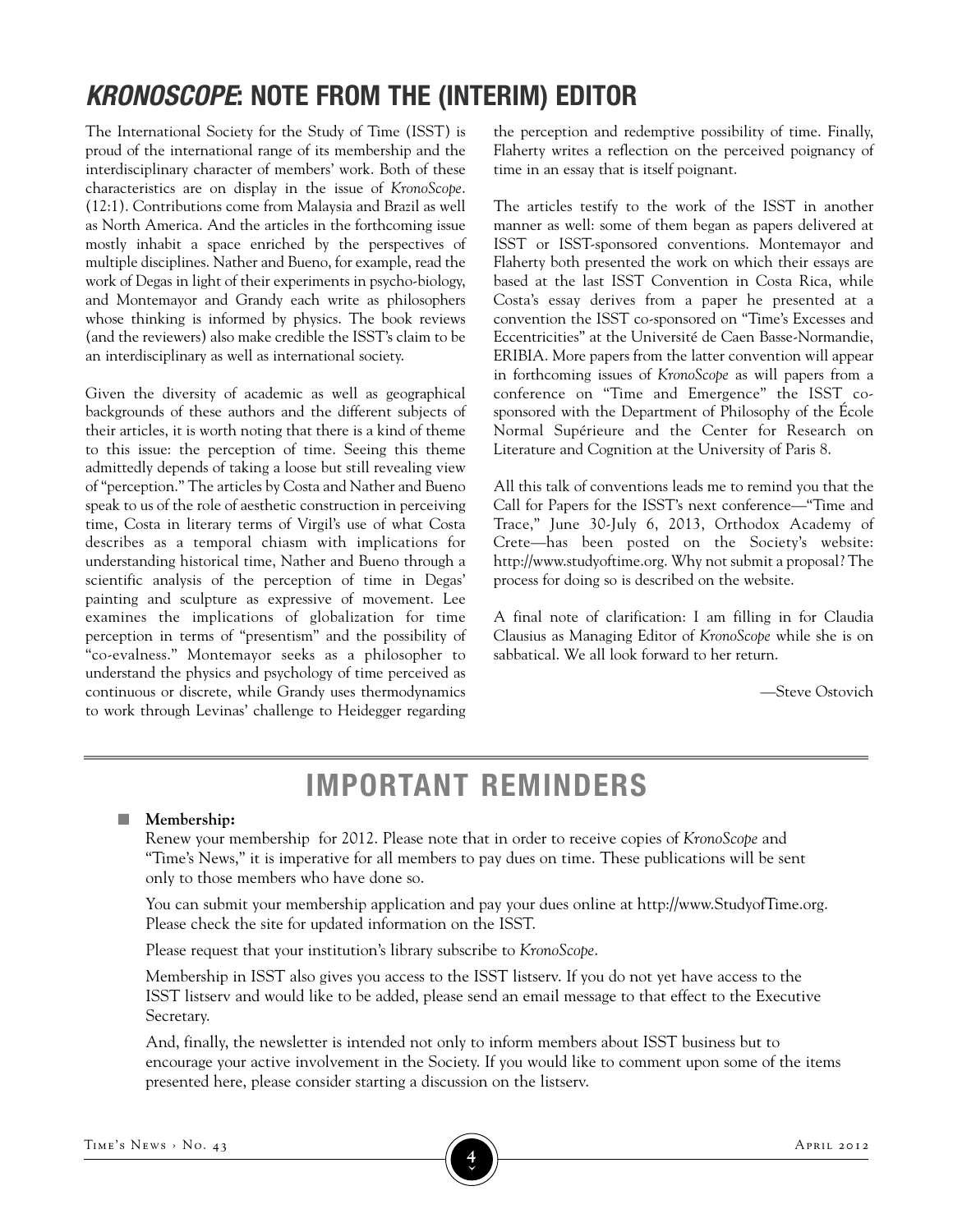# *KRONOSCOPE*: NOTE FROM THE (INTERIM) EDITOR

The International Society for the Study of Time (ISST) is proud of the international range of its membership and the interdisciplinary character of members' work. Both of these characteristics are on display in the issue of *KronoScope*. (12:1). Contributions come from Malaysia and Brazil as well as North America. And the articles in the forthcoming issue mostly inhabit a space enriched by the perspectives of multiple disciplines. Nather and Bueno, for example, read the work of Degas in light of their experiments in psycho-biology, and Montemayor and Grandy each write as philosophers whose thinking is informed by physics. The book reviews (and the reviewers) also make credible the ISST's claim to be an interdisciplinary as well as international society.

Given the diversity of academic as well as geographical backgrounds of these authors and the different subjects of their articles, it is worth noting that there is a kind of theme to this issue: the perception of time. Seeing this theme admittedly depends of taking a loose but still revealing view of "perception." The articles by Costa and Nather and Bueno speak to us of the role of aesthetic construction in perceiving time, Costa in literary terms of Virgil's use of what Costa describes as a temporal chiasm with implications for understanding historical time, Nather and Bueno through a scientific analysis of the perception of time in Degas' painting and sculpture as expressive of movement. Lee examines the implications of globalization for time perception in terms of "presentism" and the possibility of "co-evalness." Montemayor seeks as a philosopher to understand the physics and psychology of time perceived as continuous or discrete, while Grandy uses thermodynamics to work through Levinas' challenge to Heidegger regarding the perception and redemptive possibility of time. Finally, Flaherty writes a reflection on the perceived poignancy of time in an essay that is itself poignant.

The articles testify to the work of the ISST in another manner as well: some of them began as papers delivered at ISST or ISST-sponsored conventions. Montemayor and Flaherty both presented the work on which their essays are based at the last ISST Convention in Costa Rica, while Costa's essay derives from a paper he presented at a convention the ISST co-sponsored on "Time's Excesses and Eccentricities" at the Université de Caen Basse-Normandie, ERIBIA. More papers from the latter convention will appear in forthcoming issues of *KronoScope* as will papers from a conference on "Time and Emergence" the ISST co-sponsored with the Department of Philosophy of the École Normal Supérieure and the Center for Research on Literature and Cognition at the University of Paris 8.

All this talk of conventions leads me to remind you that the Call for Papers for the ISST's next conference—"Time and Trace," June 30-July 6, 2013, Orthodox Academy of Crete—has been posted on the Society's website: http://www.studyoftime.org. Why not submit a proposal? The process for doing so is described on the website.

A final note of clarification: I am filling in for Claudia Clausius as Managing Editor of *KronoScope* while she is on sabbatical. We all look forward to her return.

—Steve Ostovich

# IMPORTANT REMINDERS

- **Membership:**

  Renew your membership for 2012. Please note that in order to receive copies of *KronoScope* and "Time's News," it is imperative for all members to pay dues on time. These publications will be sent only to those members who have done so.

  You can submit your membership application and pay your dues online at http://www.StudyofTime.org. Please check the site for updated information on the ISST.

  Please request that your institution's library subscribe to *KronoScope*.

  Membership in ISST also gives you access to the ISST listserv. If you do not yet have access to the ISST listserv and would like to be added, please send an email message to that effect to the Executive Secretary.

  And, finally, the newsletter is intended not only to inform members about ISST business but to encourage your active involvement in the Society. If you would like to comment upon some of the items presented here, please consider starting a discussion on the listserv.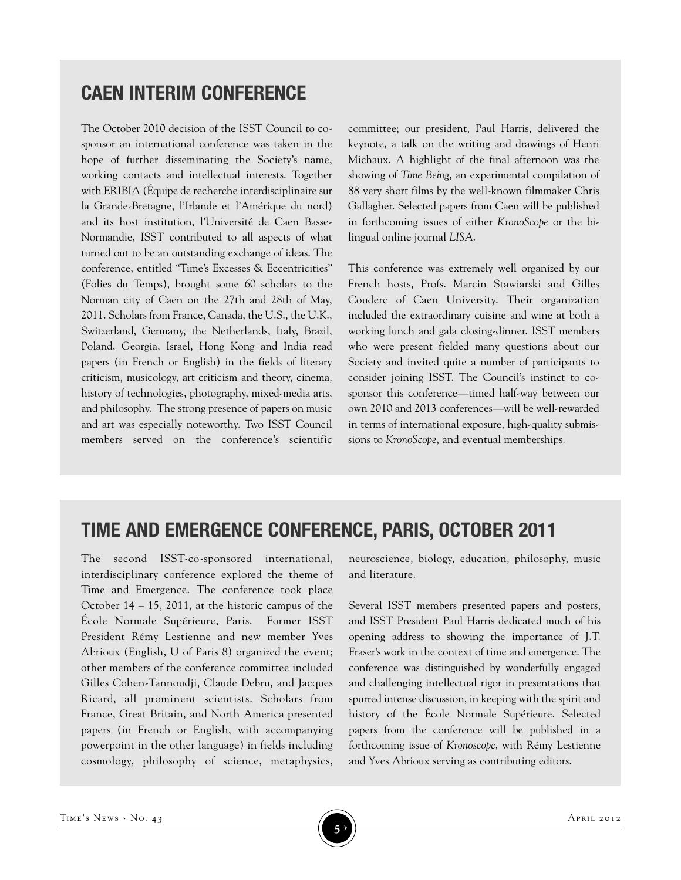## CAEN INTERIM CONFERENCE

The October 2010 decision of the ISST Council to co-sponsor an international conference was taken in the hope of further disseminating the Society's name, working contacts and intellectual interests. Together with ERIBIA (Équipe de recherche interdisciplinaire sur la Grande-Bretagne, l'Irlande et l'Amérique du nord) and its host institution, l'Université de Caen Basse-Normandie, ISST contributed to all aspects of what turned out to be an outstanding exchange of ideas. The conference, entitled "Time's Excesses & Eccentricities" (Folies du Temps), brought some 60 scholars to the Norman city of Caen on the 27th and 28th of May, 2011. Scholars from France, Canada, the U.S., the U.K., Switzerland, Germany, the Netherlands, Italy, Brazil, Poland, Georgia, Israel, Hong Kong and India read papers (in French or English) in the fields of literary criticism, musicology, art criticism and theory, cinema, history of technologies, photography, mixed-media arts, and philosophy. The strong presence of papers on music and art was especially noteworthy. Two ISST Council members served on the conference's scientific committee; our president, Paul Harris, delivered the keynote, a talk on the writing and drawings of Henri Michaux. A highlight of the final afternoon was the showing of *Time Being*, an experimental compilation of 88 very short films by the well-known filmmaker Chris Gallagher. Selected papers from Caen will be published in forthcoming issues of either *KronoScope* or the bilingual online journal *LISA*.

This conference was extremely well organized by our French hosts, Profs. Marcin Stawiarski and Gilles Couderc of Caen University. Their organization included the extraordinary cuisine and wine at both a working lunch and gala closing-dinner. ISST members who were present fielded many questions about our Society and invited quite a number of participants to consider joining ISST. The Council's instinct to co-sponsor this conference—timed half-way between our own 2010 and 2013 conferences—will be well-rewarded in terms of international exposure, high-quality submissions to *KronoScope*, and eventual memberships.

## TIME AND EMERGENCE CONFERENCE, PARIS, OCTOBER 2011

The second ISST-co-sponsored international, interdisciplinary conference explored the theme of Time and Emergence. The conference took place October 14 – 15, 2011, at the historic campus of the École Normale Supérieure, Paris. Former ISST President Rémy Lestienne and new member Yves Abrioux (English, U of Paris 8) organized the event; other members of the conference committee included Gilles Cohen-Tannoudji, Claude Debru, and Jacques Ricard, all prominent scientists. Scholars from France, Great Britain, and North America presented papers (in French or English, with accompanying powerpoint in the other language) in fields including cosmology, philosophy of science, metaphysics, neuroscience, biology, education, philosophy, music and literature.

Several ISST members presented papers and posters, and ISST President Paul Harris dedicated much of his opening address to showing the importance of J.T. Fraser's work in the context of time and emergence. The conference was distinguished by wonderfully engaged and challenging intellectual rigor in presentations that spurred intense discussion, in keeping with the spirit and history of the École Normale Supérieure. Selected papers from the conference will be published in a forthcoming issue of *Kronoscope*, with Rémy Lestienne and Yves Abrioux serving as contributing editors.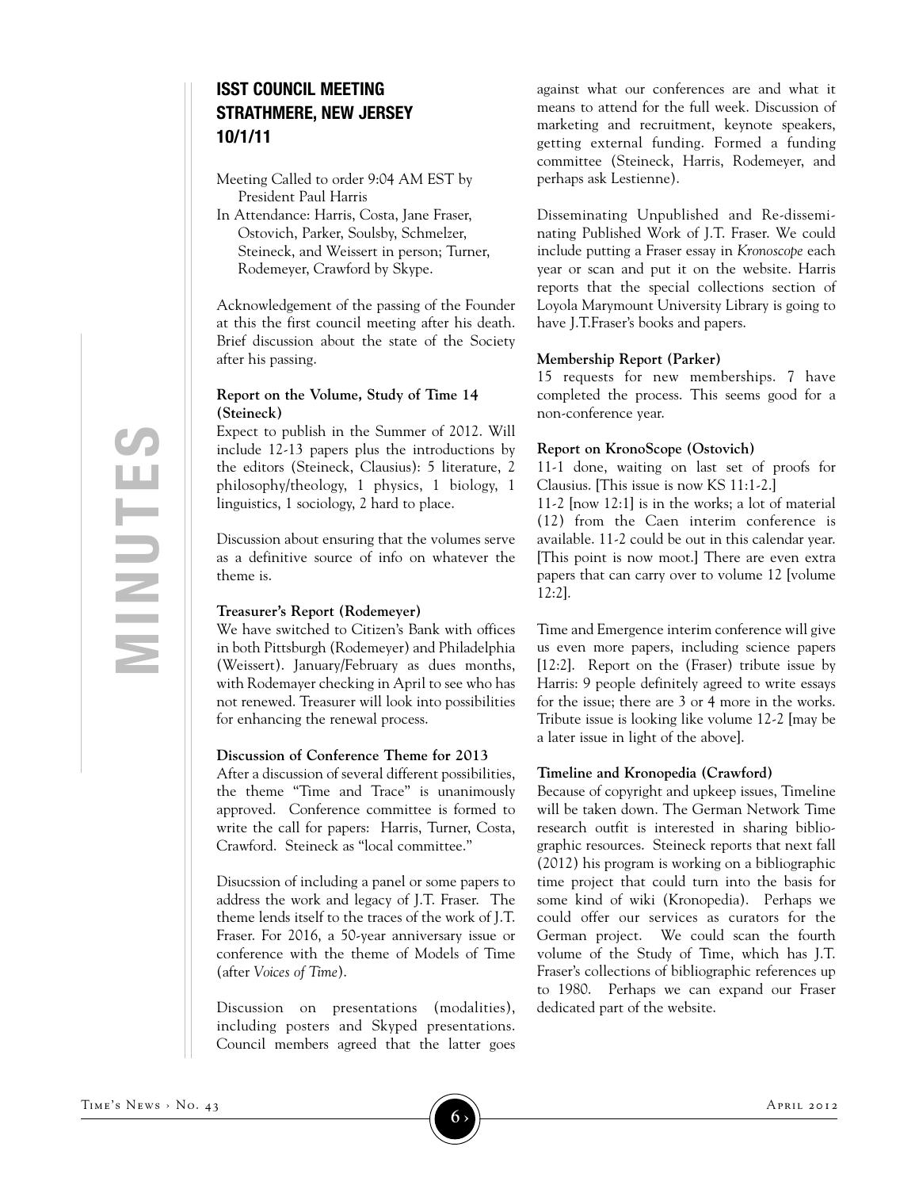## ISST COUNCIL MEETING
## STRATHMERE, NEW JERSEY
## 10/1/11

Meeting Called to order 9:04 AM EST by President Paul Harris

In Attendance: Harris, Costa, Jane Fraser, Ostovich, Parker, Soulsby, Schmelzer, Steineck, and Weissert in person; Turner, Rodemeyer, Crawford by Skype.

Acknowledgement of the passing of the Founder at this the first council meeting after his death. Brief discussion about the state of the Society after his passing.

**Report on the Volume, Study of Time 14 (Steineck)**

Expect to publish in the Summer of 2012. Will include 12-13 papers plus the introductions by the editors (Steineck, Clausius): 5 literature, 2 philosophy/theology, 1 physics, 1 biology, 1 linguistics, 1 sociology, 2 hard to place.

Discussion about ensuring that the volumes serve as a definitive source of info on whatever the theme is.

**Treasurer's Report (Rodemeyer)**

We have switched to Citizen's Bank with offices in both Pittsburgh (Rodemeyer) and Philadelphia (Weissert). January/February as dues months, with Rodemayer checking in April to see who has not renewed. Treasurer will look into possibilities for enhancing the renewal process.

**Discussion of Conference Theme for 2013**

After a discussion of several different possibilities, the theme "Time and Trace" is unanimously approved. Conference committee is formed to write the call for papers: Harris, Turner, Costa, Crawford. Steineck as "local committee."

Disucssion of including a panel or some papers to address the work and legacy of J.T. Fraser. The theme lends itself to the traces of the work of J.T. Fraser. For 2016, a 50-year anniversary issue or conference with the theme of Models of Time (after *Voices of Time*).

Discussion on presentations (modalities), including posters and Skyped presentations. Council members agreed that the latter goes against what our conferences are and what it means to attend for the full week. Discussion of marketing and recruitment, keynote speakers, getting external funding. Formed a funding committee (Steineck, Harris, Rodemeyer, and perhaps ask Lestienne).

Disseminating Unpublished and Re-disseminating Published Work of J.T. Fraser. We could include putting a Fraser essay in *Kronoscope* each year or scan and put it on the website. Harris reports that the special collections section of Loyola Marymount University Library is going to have J.T.Fraser's books and papers.

**Membership Report (Parker)**

15 requests for new memberships. 7 have completed the process. This seems good for a non-conference year.

**Report on KronoScope (Ostovich)**

11-1 done, waiting on last set of proofs for Clausius. [This issue is now KS 11:1-2.]

11-2 [now 12:1] is in the works; a lot of material (12) from the Caen interim conference is available. 11-2 could be out in this calendar year. [This point is now moot.] There are even extra papers that can carry over to volume 12 [volume 12:2].

Time and Emergence interim conference will give us even more papers, including science papers [12:2]. Report on the (Fraser) tribute issue by Harris: 9 people definitely agreed to write essays for the issue; there are 3 or 4 more in the works. Tribute issue is looking like volume 12-2 [may be a later issue in light of the above].

**Timeline and Kronopedia (Crawford)**

Because of copyright and upkeep issues, Timeline will be taken down. The German Network Time research outfit is interested in sharing bibliographic resources. Steineck reports that next fall (2012) his program is working on a bibliographic time project that could turn into the basis for some kind of wiki (Kronopedia). Perhaps we could offer our services as curators for the German project. We could scan the fourth volume of the Study of Time, which has J.T. Fraser's collections of bibliographic references up to 1980. Perhaps we can expand our Fraser dedicated part of the website.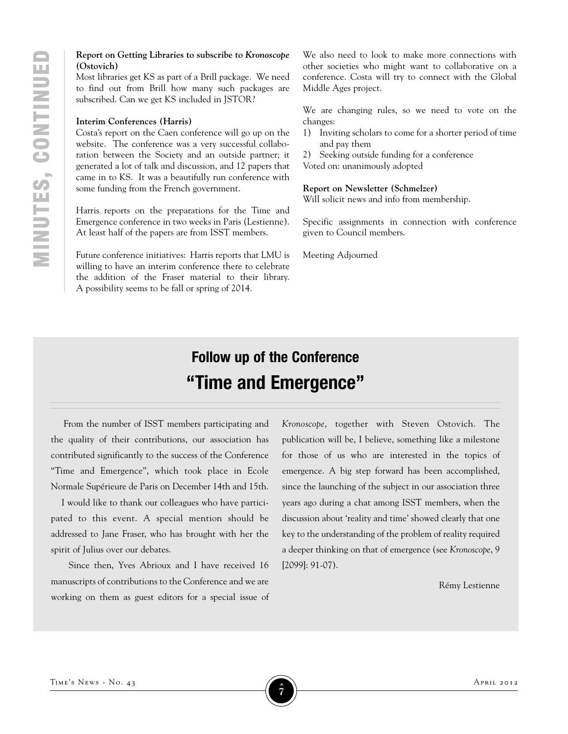**Report on Getting Libraries to subscribe to *Kronoscope* (Ostovich)**

Most libraries get KS as part of a Brill package. We need to find out from Brill how many such packages are subscribed. Can we get KS included in JSTOR?

**Interim Conferences (Harris)**

Costa's report on the Caen conference will go up on the website. The conference was a very successful collaboration between the Society and an outside partner; it generated a lot of talk and discussion, and 12 papers that came in to KS. It was a beautifully run conference with some funding from the French government.

Harris reports on the preparations for the Time and Emergence conference in two weeks in Paris (Lestienne). At least half of the papers are from ISST members.

Future conference initiatives: Harris reports that LMU is willing to have an interim conference there to celebrate the addition of the Fraser material to their library. A possibility seems to be fall or spring of 2014.

We also need to look to make more connections with other societies who might want to collaborative on a conference. Costa will try to connect with the Global Middle Ages project.

We are changing rules, so we need to vote on the changes:

1) Inviting scholars to come for a shorter period of time and pay them
2) Seeking outside funding for a conference

Voted on: unanimously adopted

**Report on Newsletter (Schmelzer)**

Will solicit news and info from membership.

Specific assignments in connection with conference given to Council members.

Meeting Adjourned

## Follow up of the Conference "Time and Emergence"

From the number of ISST members participating and the quality of their contributions, our association has contributed significantly to the success of the Conference "Time and Emergence", which took place in Ecole Normale Supérieure de Paris on December 14th and 15th.

I would like to thank our colleagues who have participated to this event. A special mention should be addressed to Jane Fraser, who has brought with her the spirit of Julius over our debates.

Since then, Yves Abrioux and I have received 16 manuscripts of contributions to the Conference and we are working on them as guest editors for a special issue of *Kronoscope*, together with Steven Ostovich. The publication will be, I believe, something like a milestone for those of us who are interested in the topics of emergence. A big step forward has been accomplished, since the launching of the subject in our association three years ago during a chat among ISST members, when the discussion about 'reality and time' showed clearly that one key to the understanding of the problem of reality required a deeper thinking on that of emergence (see *Kronoscope*, 9 [2099]: 91-07).

Rémy Lestienne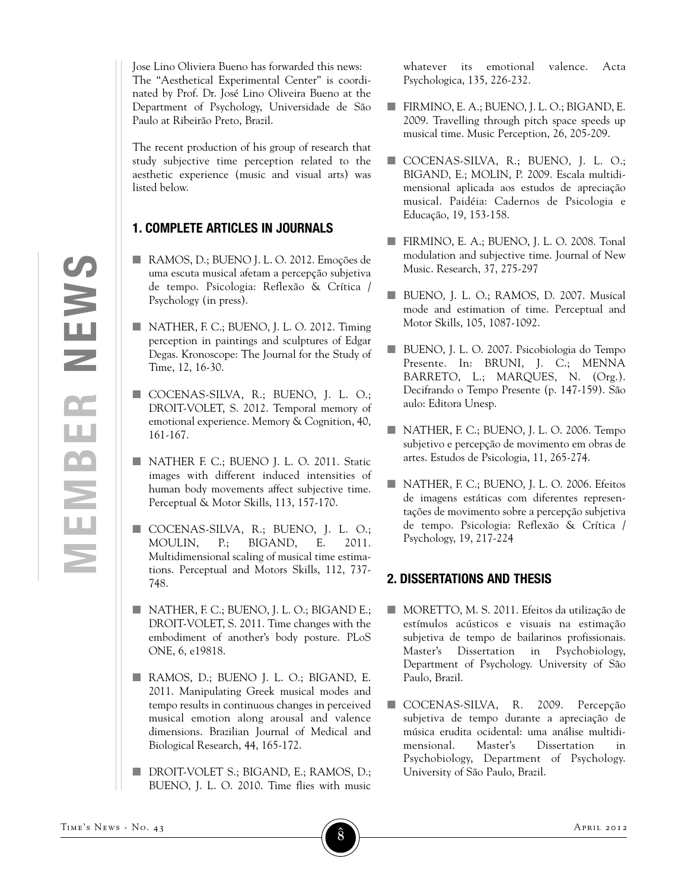Jose Lino Oliviera Bueno has forwarded this news: The "Aesthetical Experimental Center" is coordinated by Prof. Dr. José Lino Oliveira Bueno at the Department of Psychology, Universidade de São Paulo at Ribeirão Preto, Brazil.

The recent production of his group of research that study subjective time perception related to the aesthetic experience (music and visual arts) was listed below.

## 1. COMPLETE ARTICLES IN JOURNALS

- RAMOS, D.; BUENO J. L. O. 2012. Emoções de uma escuta musical afetam a percepção subjetiva de tempo. Psicologia: Reflexão & Crítica / Psychology (in press).
- NATHER, F. C.; BUENO, J. L. O. 2012. Timing perception in paintings and sculptures of Edgar Degas. Kronoscope: The Journal for the Study of Time, 12, 16-30.
- COCENAS-SILVA, R.; BUENO, J. L. O.; DROIT-VOLET, S. 2012. Temporal memory of emotional experience. Memory & Cognition, 40, 161-167.
- NATHER F. C.; BUENO J. L. O. 2011. Static images with different induced intensities of human body movements affect subjective time. Perceptual & Motor Skills, 113, 157-170.
- COCENAS-SILVA, R.; BUENO, J. L. O.; MOULIN, P.; BIGAND, E. 2011. Multidimensional scaling of musical time estimations. Perceptual and Motors Skills, 112, 737-748.
- NATHER, F. C.; BUENO, J. L. O.; BIGAND E.; DROIT-VOLET, S. 2011. Time changes with the embodiment of another's body posture. PLoS ONE, 6, e19818.
- RAMOS, D.; BUENO J. L. O.; BIGAND, E. 2011. Manipulating Greek musical modes and tempo results in continuous changes in perceived musical emotion along arousal and valence dimensions. Brazilian Journal of Medical and Biological Research, 44, 165-172.
- DROIT-VOLET S.; BIGAND, E.; RAMOS, D.; BUENO, J. L. O. 2010. Time flies with music whatever its emotional valence. Acta Psychologica, 135, 226-232.
- FIRMINO, E. A.; BUENO, J. L. O.; BIGAND, E. 2009. Travelling through pitch space speeds up musical time. Music Perception, 26, 205-209.
- COCENAS-SILVA, R.; BUENO, J. L. O.; BIGAND, E.; MOLIN, P. 2009. Escala multidimensional aplicada aos estudos de apreciação musical. Paidéia: Cadernos de Psicologia e Educação, 19, 153-158.
- FIRMINO, E. A.; BUENO, J. L. O. 2008. Tonal modulation and subjective time. Journal of New Music. Research, 37, 275-297
- BUENO, J. L. O.; RAMOS, D. 2007. Musical mode and estimation of time. Perceptual and Motor Skills, 105, 1087-1092.
- BUENO, J. L. O. 2007. Psicobiologia do Tempo Presente. In: BRUNI, J. C.; MENNA BARRETO, L.; MARQUES, N. (Org.). Decifrando o Tempo Presente (p. 147-159). São aulo: Editora Unesp.
- NATHER, F. C.; BUENO, J. L. O. 2006. Tempo subjetivo e percepção de movimento em obras de artes. Estudos de Psicologia, 11, 265-274.
- NATHER, F. C.; BUENO, J. L. O. 2006. Efeitos de imagens estáticas com diferentes representações de movimento sobre a percepção subjetiva de tempo. Psicologia: Reflexão & Crítica / Psychology, 19, 217-224

## 2. DISSERTATIONS AND THESIS

- MORETTO, M. S. 2011. Efeitos da utilização de estímulos acústicos e visuais na estimação subjetiva de tempo de bailarinos profissionais. Master's Dissertation in Psychobiology, Department of Psychology. University of São Paulo, Brazil.
- COCENAS-SILVA, R. 2009. Percepção subjetiva de tempo durante a apreciação de música erudita ocidental: uma análise multidimensional. Master's Dissertation in Psychobiology, Department of Psychology. University of São Paulo, Brazil.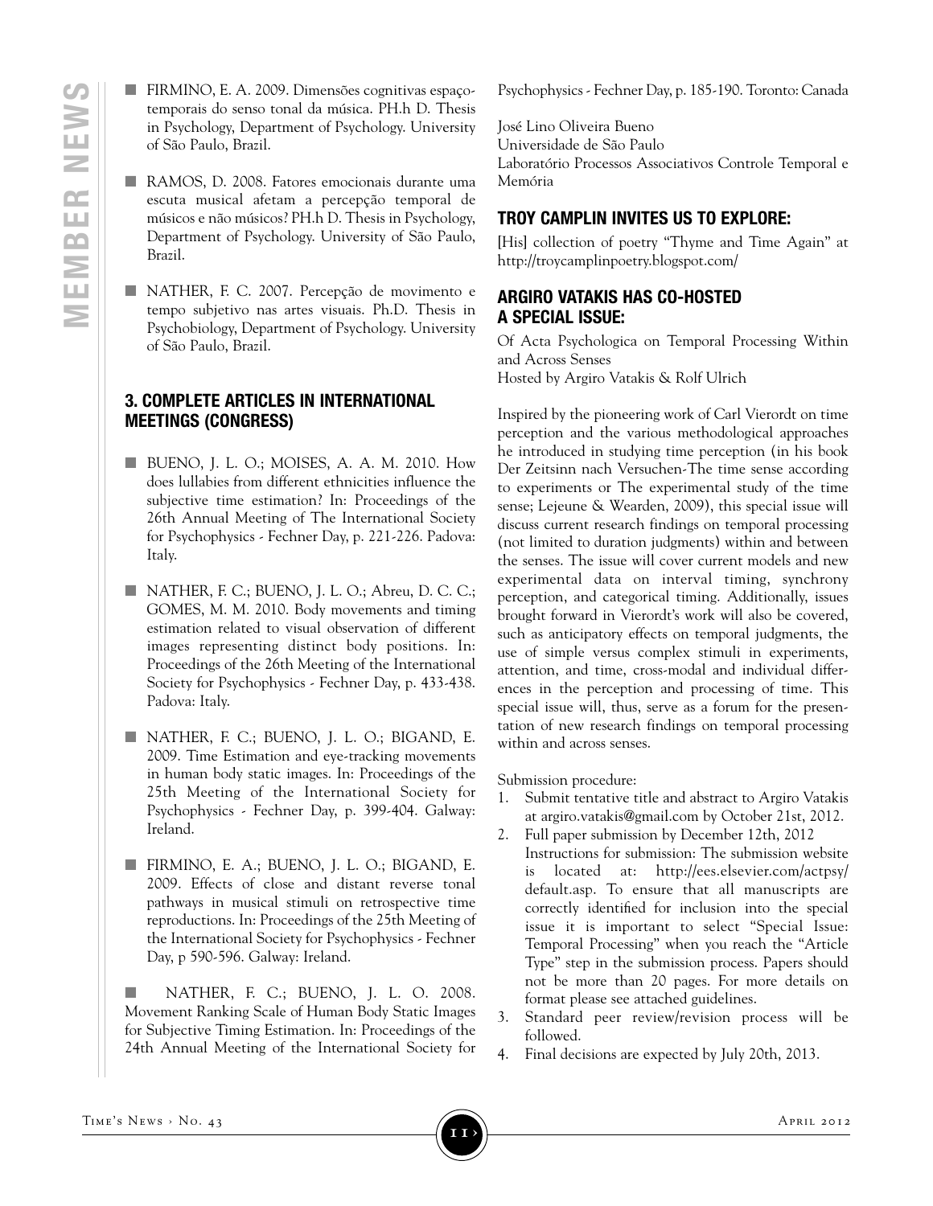- FIRMINO, E. A. 2009. Dimensões cognitivas espaço-temporais do senso tonal da música. PH.h D. Thesis in Psychology, Department of Psychology. University of São Paulo, Brazil.

- RAMOS, D. 2008. Fatores emocionais durante uma escuta musical afetam a percepção temporal de músicos e não músicos? PH.h D. Thesis in Psychology, Department of Psychology. University of São Paulo, Brazil.

- NATHER, F. C. 2007. Percepção de movimento e tempo subjetivo nas artes visuais. Ph.D. Thesis in Psychobiology, Department of Psychology. University of São Paulo, Brazil.

### 3. COMPLETE ARTICLES IN INTERNATIONAL MEETINGS (CONGRESS)

- BUENO, J. L. O.; MOISES, A. A. M. 2010. How does lullabies from different ethnicities influence the subjective time estimation? In: Proceedings of the 26th Annual Meeting of The International Society for Psychophysics - Fechner Day, p. 221-226. Padova: Italy.

- NATHER, F. C.; BUENO, J. L. O.; Abreu, D. C. C.; GOMES, M. M. 2010. Body movements and timing estimation related to visual observation of different images representing distinct body positions. In: Proceedings of the 26th Meeting of the International Society for Psychophysics - Fechner Day, p. 433-438. Padova: Italy.

- NATHER, F. C.; BUENO, J. L. O.; BIGAND, E. 2009. Time Estimation and eye-tracking movements in human body static images. In: Proceedings of the 25th Meeting of the International Society for Psychophysics - Fechner Day, p. 399-404. Galway: Ireland.

- FIRMINO, E. A.; BUENO, J. L. O.; BIGAND, E. 2009. Effects of close and distant reverse tonal pathways in musical stimuli on retrospective time reproductions. In: Proceedings of the 25th Meeting of the International Society for Psychophysics - Fechner Day, p 590-596. Galway: Ireland.

- NATHER, F. C.; BUENO, J. L. O. 2008. Movement Ranking Scale of Human Body Static Images for Subjective Timing Estimation. In: Proceedings of the 24th Annual Meeting of the International Society for Psychophysics - Fechner Day, p. 185-190. Toronto: Canada

José Lino Oliveira Bueno
Universidade de São Paulo
Laboratório Processos Associativos Controle Temporal e Memória

## TROY CAMPLIN INVITES US TO EXPLORE:

[His] collection of poetry "Thyme and Time Again" at http://troycamplinpoetry.blogspot.com/

## ARGIRO VATAKIS HAS CO-HOSTED A SPECIAL ISSUE:

Of Acta Psychologica on Temporal Processing Within and Across Senses
Hosted by Argiro Vatakis & Rolf Ulrich

Inspired by the pioneering work of Carl Vierordt on time perception and the various methodological approaches he introduced in studying time perception (in his book Der Zeitsinn nach Versuchen-The time sense according to experiments or The experimental study of the time sense; Lejeune & Wearden, 2009), this special issue will discuss current research findings on temporal processing (not limited to duration judgments) within and between the senses. The issue will cover current models and new experimental data on interval timing, synchrony perception, and categorical timing. Additionally, issues brought forward in Vierordt's work will also be covered, such as anticipatory effects on temporal judgments, the use of simple versus complex stimuli in experiments, attention, and time, cross-modal and individual differences in the perception and processing of time. This special issue will, thus, serve as a forum for the presentation of new research findings on temporal processing within and across senses.

Submission procedure:

1. Submit tentative title and abstract to Argiro Vatakis at argiro.vatakis@gmail.com by October 21st, 2012.
2. Full paper submission by December 12th, 2012
   Instructions for submission: The submission website is located at: http://ees.elsevier.com/actpsy/default.asp. To ensure that all manuscripts are correctly identified for inclusion into the special issue it is important to select "Special Issue: Temporal Processing" when you reach the "Article Type" step in the submission process. Papers should not be more than 20 pages. For more details on format please see attached guidelines.
3. Standard peer review/revision process will be followed.
4. Final decisions are expected by July 20th, 2013.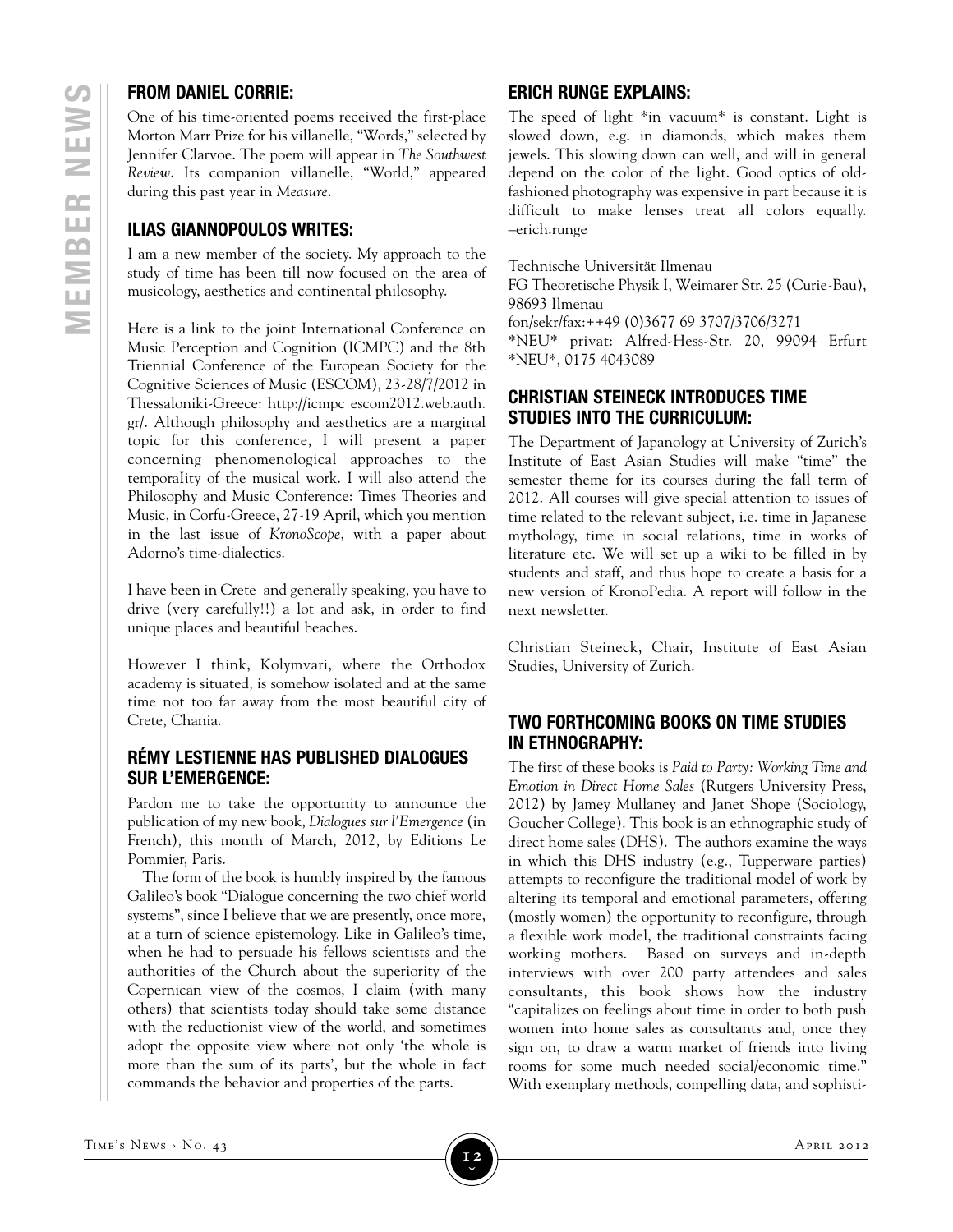## FROM DANIEL CORRIE:

One of his time-oriented poems received the first-place Morton Marr Prize for his villanelle, "Words," selected by Jennifer Clarvoe. The poem will appear in *The Southwest Review*. Its companion villanelle, "World," appeared during this past year in *Measure*.

## ILIAS GIANNOPOULOS WRITES:

I am a new member of the society. My approach to the study of time has been till now focused on the area of musicology, aesthetics and continental philosophy.

Here is a link to the joint International Conference on Music Perception and Cognition (ICMPC) and the 8th Triennial Conference of the European Society for the Cognitive Sciences of Music (ESCOM), 23-28/7/2012 in Thessaloniki-Greece: http://icmpc escom2012.web.auth.gr/. Although philosophy and aesthetics are a marginal topic for this conference, I will present a paper concerning phenomenological approaches to the temporality of the musical work. I will also attend the Philosophy and Music Conference: Times Theories and Music, in Corfu-Greece, 27-19 April, which you mention in the last issue of *KronoScope*, with a paper about Adorno's time-dialectics.

I have been in Crete and generally speaking, you have to drive (very carefully!!) a lot and ask, in order to find unique places and beautiful beaches.

However I think, Kolymvari, where the Orthodox academy is situated, is somehow isolated and at the same time not too far away from the most beautiful city of Crete, Chania.

## RÉMY LESTIENNE HAS PUBLISHED DIALOGUES SUR L'EMERGENCE:

Pardon me to take the opportunity to announce the publication of my new book, *Dialogues sur l'Emergence* (in French), this month of March, 2012, by Editions Le Pommier, Paris.

The form of the book is humbly inspired by the famous Galileo's book "Dialogue concerning the two chief world systems", since I believe that we are presently, once more, at a turn of science epistemology. Like in Galileo's time, when he had to persuade his fellows scientists and the authorities of the Church about the superiority of the Copernican view of the cosmos, I claim (with many others) that scientists today should take some distance with the reductionist view of the world, and sometimes adopt the opposite view where not only 'the whole is more than the sum of its parts', but the whole in fact commands the behavior and properties of the parts.

## ERICH RUNGE EXPLAINS:

The speed of light *in vacuum* is constant. Light is slowed down, e.g. in diamonds, which makes them jewels. This slowing down can well, and will in general depend on the color of the light. Good optics of old-fashioned photography was expensive in part because it is difficult to make lenses treat all colors equally. –erich.runge

Technische Universität Ilmenau
FG Theoretische Physik I, Weimarer Str. 25 (Curie-Bau), 98693 Ilmenau
fon/sekr/fax:++49 (0)3677 69 3707/3706/3271
*NEU* privat: Alfred-Hess-Str. 20, 99094 Erfurt *NEU*, 0175 4043089

## CHRISTIAN STEINECK INTRODUCES TIME STUDIES INTO THE CURRICULUM:

The Department of Japanology at University of Zurich's Institute of East Asian Studies will make "time" the semester theme for its courses during the fall term of 2012. All courses will give special attention to issues of time related to the relevant subject, i.e. time in Japanese mythology, time in social relations, time in works of literature etc. We will set up a wiki to be filled in by students and staff, and thus hope to create a basis for a new version of KronoPedia. A report will follow in the next newsletter.

Christian Steineck, Chair, Institute of East Asian Studies, University of Zurich.

## TWO FORTHCOMING BOOKS ON TIME STUDIES IN ETHNOGRAPHY:

The first of these books is *Paid to Party: Working Time and Emotion in Direct Home Sales* (Rutgers University Press, 2012) by Jamey Mullaney and Janet Shope (Sociology, Goucher College). This book is an ethnographic study of direct home sales (DHS). The authors examine the ways in which this DHS industry (e.g., Tupperware parties) attempts to reconfigure the traditional model of work by altering its temporal and emotional parameters, offering (mostly women) the opportunity to reconfigure, through a flexible work model, the traditional constraints facing working mothers. Based on surveys and in-depth interviews with over 200 party attendees and sales consultants, this book shows how the industry "capitalizes on feelings about time in order to both push women into home sales as consultants and, once they sign on, to draw a warm market of friends into living rooms for some much needed social/economic time." With exemplary methods, compelling data, and sophisti-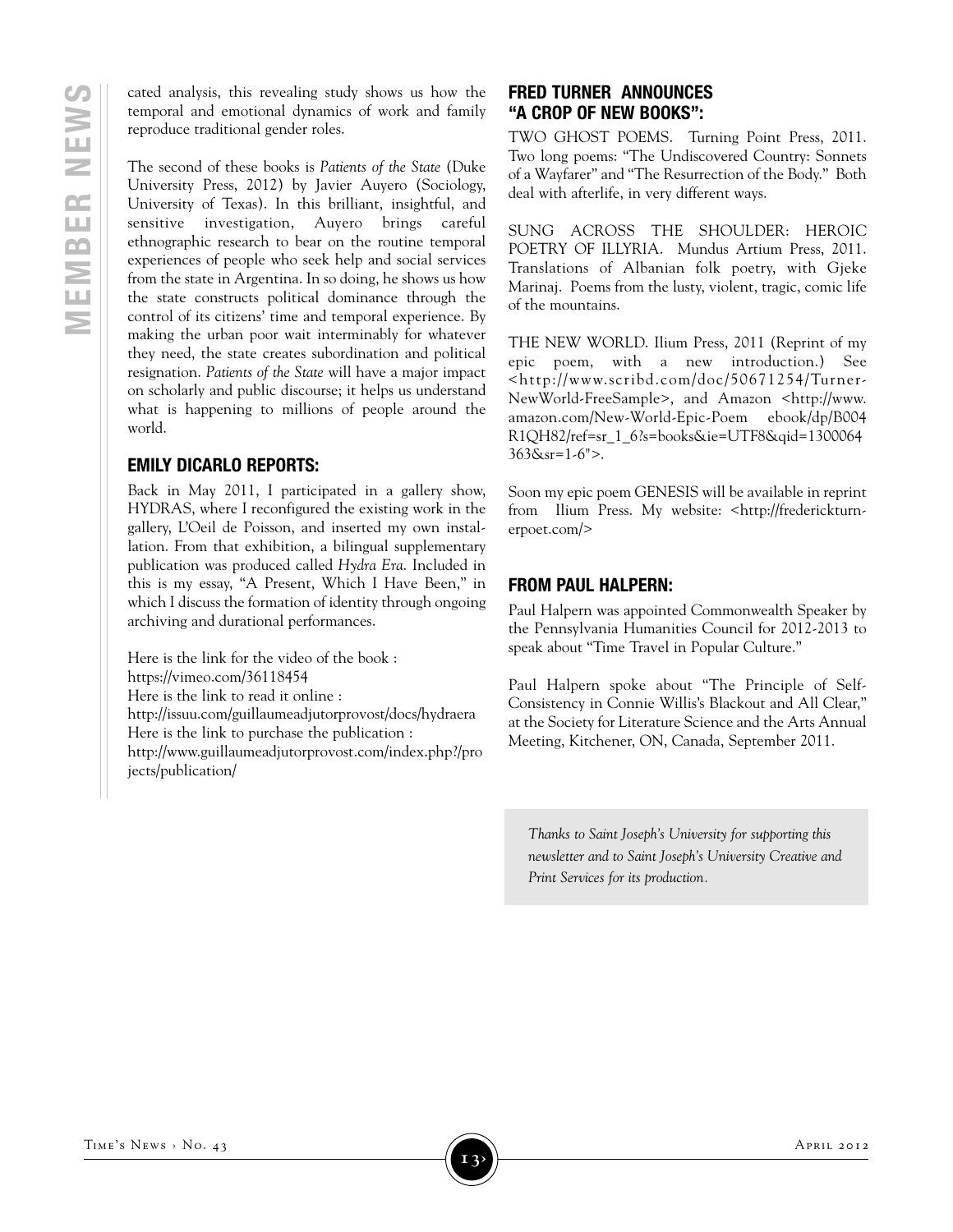cated analysis, this revealing study shows us how the temporal and emotional dynamics of work and family reproduce traditional gender roles.

The second of these books is *Patients of the State* (Duke University Press, 2012) by Javier Auyero (Sociology, University of Texas). In this brilliant, insightful, and sensitive investigation, Auyero brings careful ethnographic research to bear on the routine temporal experiences of people who seek help and social services from the state in Argentina. In so doing, he shows us how the state constructs political dominance through the control of its citizens' time and temporal experience. By making the urban poor wait interminably for whatever they need, the state creates subordination and political resignation. *Patients of the State* will have a major impact on scholarly and public discourse; it helps us understand what is happening to millions of people around the world.

## EMILY DICARLO REPORTS:

Back in May 2011, I participated in a gallery show, HYDRAS, where I reconfigured the existing work in the gallery, L'Oeil de Poisson, and inserted my own installation. From that exhibition, a bilingual supplementary publication was produced called *Hydra Era*. Included in this is my essay, "A Present, Which I Have Been," in which I discuss the formation of identity through ongoing archiving and durational performances.

Here is the link for the video of the book :
https://vimeo.com/36118454
Here is the link to read it online :
http://issuu.com/guillaumeadjutorprovost/docs/hydraera
Here is the link to purchase the publication :
http://www.guillaumeadjutorprovost.com/index.php?/projects/publication/

## FRED TURNER ANNOUNCES "A CROP OF NEW BOOKS":

TWO GHOST POEMS. Turning Point Press, 2011. Two long poems: "The Undiscovered Country: Sonnets of a Wayfarer" and "The Resurrection of the Body." Both deal with afterlife, in very different ways.

SUNG ACROSS THE SHOULDER: HEROIC POETRY OF ILLYRIA. Mundus Artium Press, 2011. Translations of Albanian folk poetry, with Gjeke Marinaj. Poems from the lusty, violent, tragic, comic life of the mountains.

THE NEW WORLD. Ilium Press, 2011 (Reprint of my epic poem, with a new introduction.) See <http://www.scribd.com/doc/50671254/Turner-NewWorld-FreeSample>, and Amazon <http://www.amazon.com/New-World-Epic-Poem ebook/dp/B004R1QH82/ref=sr_1_6?s=books&ie=UTF8&qid=1300064363&sr=1-6">.

Soon my epic poem GENESIS will be available in reprint from Ilium Press. My website: <http://frederickturnerpoet.com/>

## FROM PAUL HALPERN:

Paul Halpern was appointed Commonwealth Speaker by the Pennsylvania Humanities Council for 2012-2013 to speak about "Time Travel in Popular Culture."

Paul Halpern spoke about "The Principle of Self-Consistency in Connie Willis's Blackout and All Clear," at the Society for Literature Science and the Arts Annual Meeting, Kitchener, ON, Canada, September 2011.

*Thanks to Saint Joseph's University for supporting this newsletter and to Saint Joseph's University Creative and Print Services for its production.*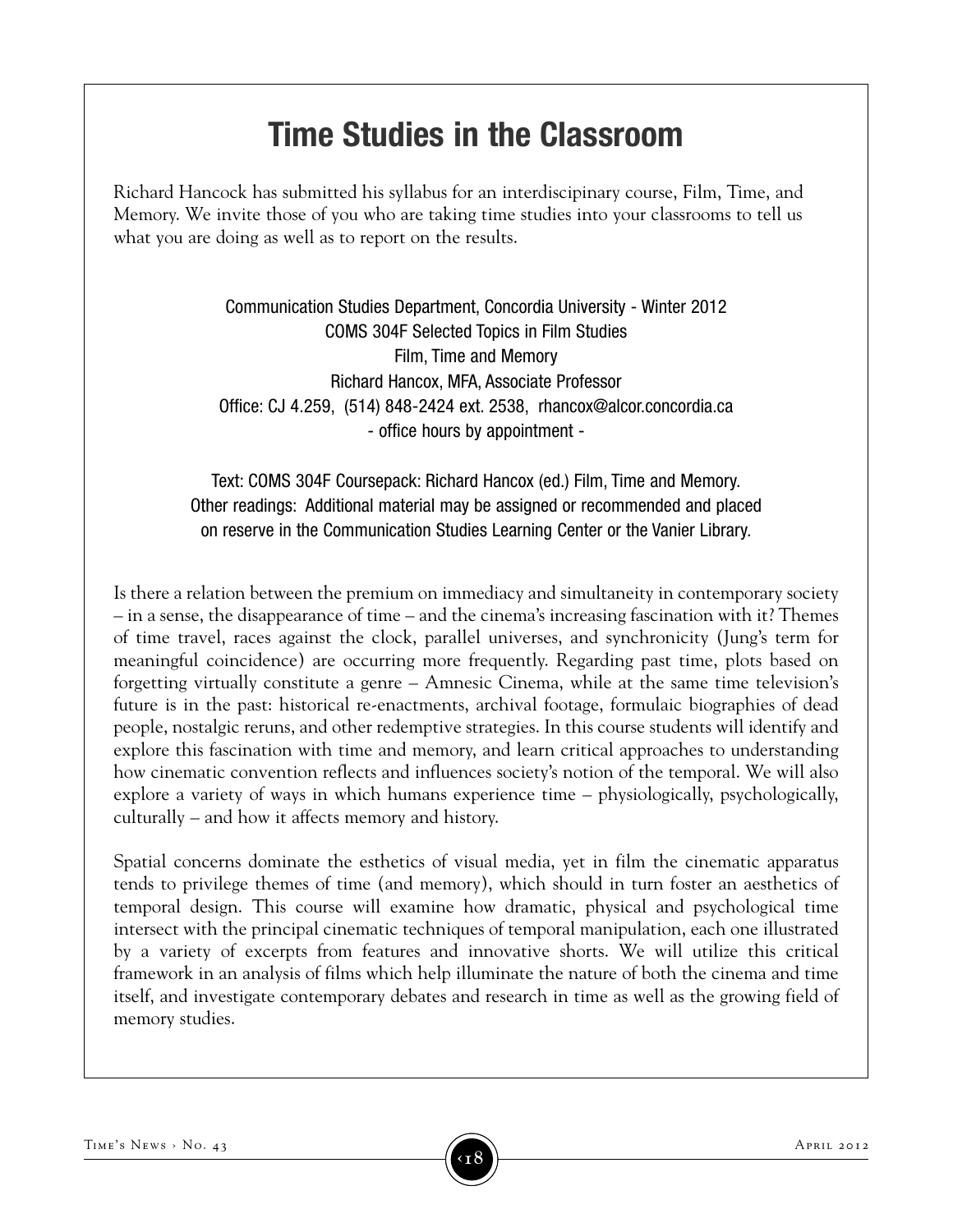# Time Studies in the Classroom

Richard Hancock has submitted his syllabus for an interdiscipinary course, Film, Time, and Memory. We invite those of you who are taking time studies into your classrooms to tell us what you are doing as well as to report on the results.

Communication Studies Department, Concordia University - Winter 2012
COMS 304F Selected Topics in Film Studies
Film, Time and Memory
Richard Hancox, MFA, Associate Professor
Office: CJ 4.259, (514) 848-2424 ext. 2538, rhancox@alcor.concordia.ca
- office hours by appointment -

Text: COMS 304F Coursepack: Richard Hancox (ed.) Film, Time and Memory.
Other readings: Additional material may be assigned or recommended and placed on reserve in the Communication Studies Learning Center or the Vanier Library.

Is there a relation between the premium on immediacy and simultaneity in contemporary society – in a sense, the disappearance of time – and the cinema's increasing fascination with it? Themes of time travel, races against the clock, parallel universes, and synchronicity (Jung's term for meaningful coincidence) are occurring more frequently. Regarding past time, plots based on forgetting virtually constitute a genre – Amnesic Cinema, while at the same time television's future is in the past: historical re-enactments, archival footage, formulaic biographies of dead people, nostalgic reruns, and other redemptive strategies. In this course students will identify and explore this fascination with time and memory, and learn critical approaches to understanding how cinematic convention reflects and influences society's notion of the temporal. We will also explore a variety of ways in which humans experience time – physiologically, psychologically, culturally – and how it affects memory and history.

Spatial concerns dominate the esthetics of visual media, yet in film the cinematic apparatus tends to privilege themes of time (and memory), which should in turn foster an aesthetics of temporal design. This course will examine how dramatic, physical and psychological time intersect with the principal cinematic techniques of temporal manipulation, each one illustrated by a variety of excerpts from features and innovative shorts. We will utilize this critical framework in an analysis of films which help illuminate the nature of both the cinema and time itself, and investigate contemporary debates and research in time as well as the growing field of memory studies.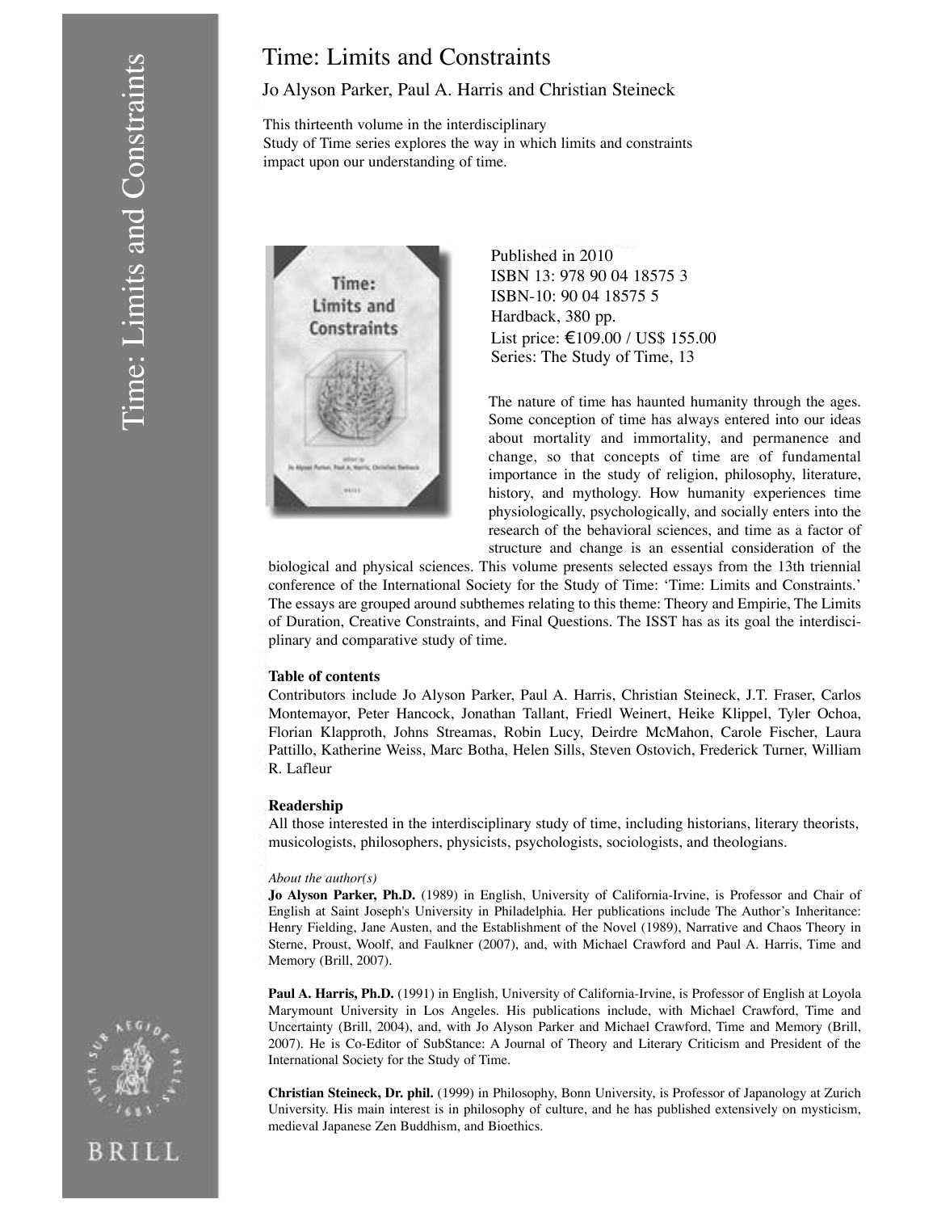# Time: Limits and Constraints

Jo Alyson Parker, Paul A. Harris and Christian Steineck

This thirteenth volume in the interdisciplinary Study of Time series explores the way in which limits and constraints impact upon our understanding of time.

Published in 2010
ISBN 13: 978 90 04 18575 3
ISBN-10: 90 04 18575 5
Hardback, 380 pp.
List price: €109.00 / US$ 155.00
Series: The Study of Time, 13

The nature of time has haunted humanity through the ages. Some conception of time has always entered into our ideas about mortality and immortality, and permanence and change, so that concepts of time are of fundamental importance in the study of religion, philosophy, literature, history, and mythology. How humanity experiences time physiologically, psychologically, and socially enters into the research of the behavioral sciences, and time as a factor of structure and change is an essential consideration of the biological and physical sciences. This volume presents selected essays from the 13th triennial conference of the International Society for the Study of Time: 'Time: Limits and Constraints.' The essays are grouped around subthemes relating to this theme: Theory and Empirie, The Limits of Duration, Creative Constraints, and Final Questions. The ISST has as its goal the interdisciplinary and comparative study of time.

**Table of contents**

Contributors include Jo Alyson Parker, Paul A. Harris, Christian Steineck, J.T. Fraser, Carlos Montemayor, Peter Hancock, Jonathan Tallant, Friedl Weinert, Heike Klippel, Tyler Ochoa, Florian Klapproth, Johns Streamas, Robin Lucy, Deirdre McMahon, Carole Fischer, Laura Pattillo, Katherine Weiss, Marc Botha, Helen Sills, Steven Ostovich, Frederick Turner, William R. Lafleur

**Readership**

All those interested in the interdisciplinary study of time, including historians, literary theorists, musicologists, philosophers, physicists, psychologists, sociologists, and theologians.

*About the author(s)*

**Jo Alyson Parker, Ph.D.** (1989) in English, University of California-Irvine, is Professor and Chair of English at Saint Joseph's University in Philadelphia. Her publications include The Author's Inheritance: Henry Fielding, Jane Austen, and the Establishment of the Novel (1989), Narrative and Chaos Theory in Sterne, Proust, Woolf, and Faulkner (2007), and, with Michael Crawford and Paul A. Harris, Time and Memory (Brill, 2007).

**Paul A. Harris, Ph.D.** (1991) in English, University of California-Irvine, is Professor of English at Loyola Marymount University in Los Angeles. His publications include, with Michael Crawford, Time and Uncertainty (Brill, 2004), and, with Jo Alyson Parker and Michael Crawford, Time and Memory (Brill, 2007). He is Co-Editor of SubStance: A Journal of Theory and Literary Criticism and President of the International Society for the Study of Time.

**Christian Steineck, Dr. phil.** (1999) in Philosophy, Bonn University, is Professor of Japanology at Zurich University. His main interest is in philosophy of culture, and he has published extensively on mysticism, medieval Japanese Zen Buddhism, and Bioethics.

BRILL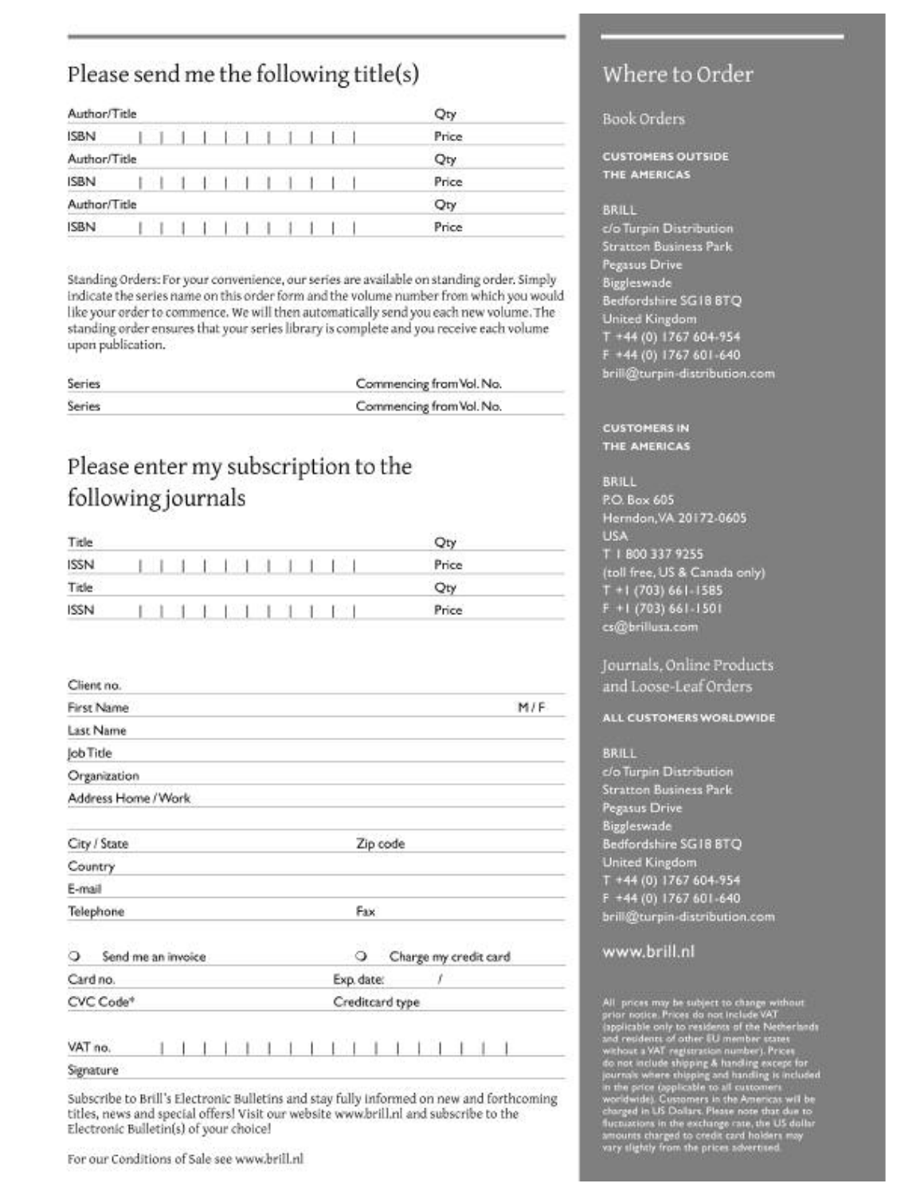## Please send me the following title(s)

Author/Title Qty
ISBN | | | | | | | | | | | | | Price
Author/Title Qty
ISBN | | | | | | | | | | | | | Price
Author/Title Qty
ISBN | | | | | | | | | | | | | Price

Standing Orders: For your convenience, our series are available on standing order. Simply indicate the series name on this order form and the volume number from which you would like your order to commence. We will then automatically send you each new volume. The standing order ensures that your series library is complete and you receive each volume upon publication.

Series Commencing from Vol. No.
Series Commencing from Vol. No.

## Please enter my subscription to the following journals

Title Qty
ISSN | | | | | | | | | | | | | Price
Title Qty
ISSN | | | | | | | | | | | | | Price

Client no.
First Name M / F
Last Name
Job Title
Organization
Address Home / Work

City / State Zip code
Country
E-mail
Telephone Fax

❍ Send me an invoice ❍ Charge my credit card
Card no. Exp. date: /
CVC Code* Creditcard type

VAT no. | | | | | | | | | | | | | | | | | |
Signature

Subscribe to Brill's Electronic Bulletins and stay fully informed on new and forthcoming titles, news and special offers! Visit our website www.brill.nl and subscribe to the Electronic Bulletin(s) of your choice!

For our Conditions of Sale see www.brill.nl

## Where to Order

### Book Orders

**CUSTOMERS OUTSIDE THE AMERICAS**

BRILL
c/o Turpin Distribution
Stratton Business Park
Pegasus Drive
Biggleswade
Bedfordshire SG18 8TQ
United Kingdom
T +44 (0) 1767 604-954
F +44 (0) 1767 601-640
brill@turpin-distribution.com

**CUSTOMERS IN THE AMERICAS**

BRILL
P.O. Box 605
Herndon, VA 20172-0605
USA
T 1 800 337 9255
(toll free, US & Canada only)
T +1 (703) 661-1585
F +1 (703) 661-1501
cs@brillusa.com

### Journals, Online Products and Loose-Leaf Orders

**ALL CUSTOMERS WORLDWIDE**

BRILL
c/o Turpin Distribution
Stratton Business Park
Pegasus Drive
Biggleswade
Bedfordshire SG18 8TQ
United Kingdom
T +44 (0) 1767 604-954
F +44 (0) 1767 601-640
brill@turpin-distribution.com

**www.brill.nl**

All prices may be subject to change without prior notice. Prices do not include VAT (applicable only to residents of the Netherlands and residents of other EU member states without a VAT registration number). Prices do not include shipping & handling except for journals where shipping and handling is included in the price (applicable to all customers worldwide). Customers in the Americas will be charged in US Dollars. Please note that due to fluctuations in the exchange rate, the US dollar amounts charged to credit card holders may vary slightly from the prices advertised.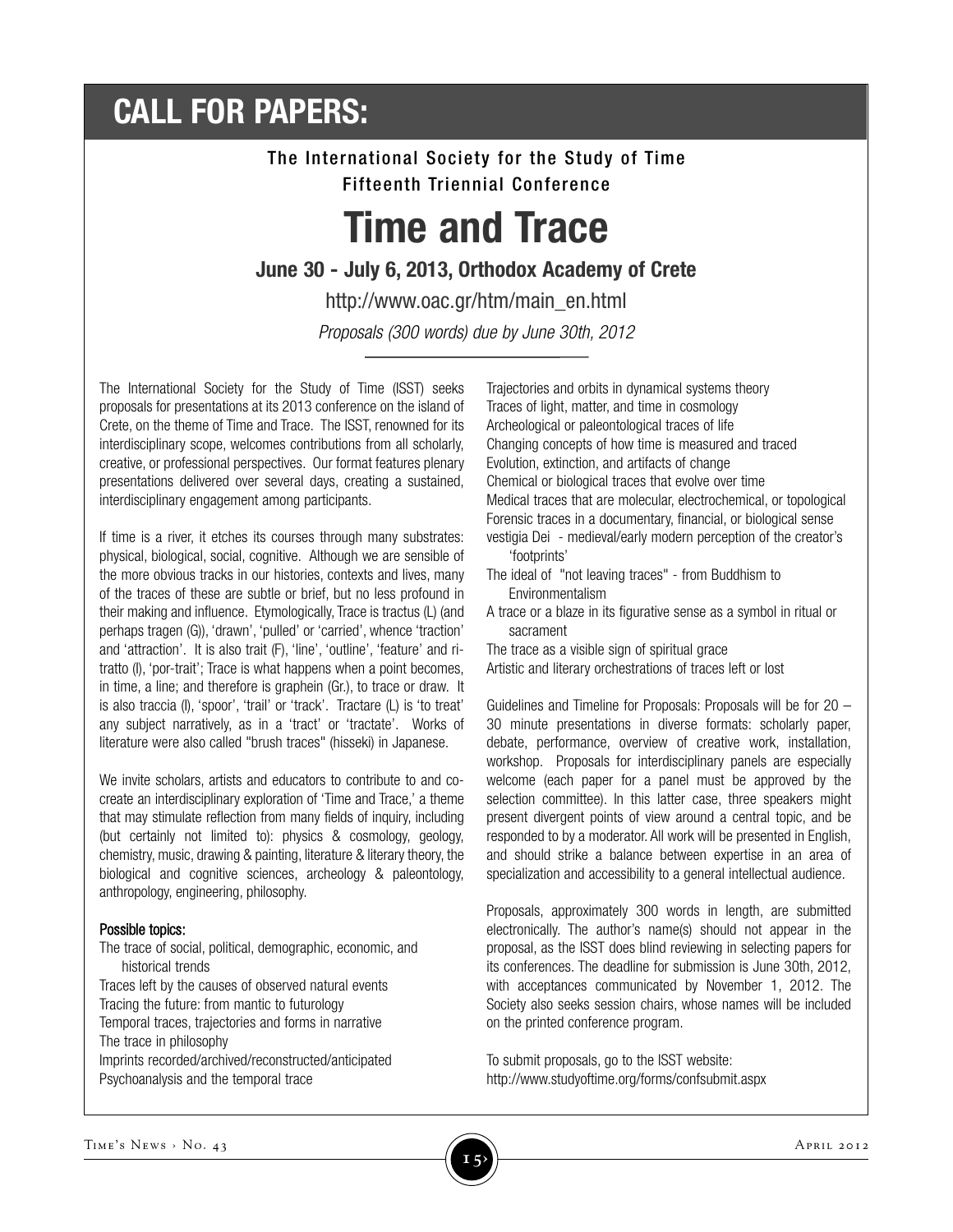# CALL FOR PAPERS:

### The International Society for the Study of Time
### Fifteenth Triennial Conference

# Time and Trace

### June 30 - July 6, 2013, Orthodox Academy of Crete

http://www.oac.gr/htm/main_en.html

*Proposals (300 words) due by June 30th, 2012*

---

The International Society for the Study of Time (ISST) seeks proposals for presentations at its 2013 conference on the island of Crete, on the theme of Time and Trace. The ISST, renowned for its interdisciplinary scope, welcomes contributions from all scholarly, creative, or professional perspectives. Our format features plenary presentations delivered over several days, creating a sustained, interdisciplinary engagement among participants.

If time is a river, it etches its courses through many substrates: physical, biological, social, cognitive. Although we are sensible of the more obvious tracks in our histories, contexts and lives, many of the traces of these are subtle or brief, but no less profound in their making and influence. Etymologically, Trace is tractus (L) (and perhaps tragen (G)), 'drawn', 'pulled' or 'carried', whence 'traction' and 'attraction'. It is also trait (F), 'line', 'outline', 'feature' and ritratto (I), 'por-trait'; Trace is what happens when a point becomes, in time, a line; and therefore is graphein (Gr.), to trace or draw. It is also traccia (I), 'spoor', 'trail' or 'track'. Tractare (L) is 'to treat' any subject narratively, as in a 'tract' or 'tractate'. Works of literature were also called "brush traces" (hisseki) in Japanese.

We invite scholars, artists and educators to contribute to and co-create an interdisciplinary exploration of 'Time and Trace,' a theme that may stimulate reflection from many fields of inquiry, including (but certainly not limited to): physics & cosmology, geology, chemistry, music, drawing & painting, literature & literary theory, the biological and cognitive sciences, archeology & paleontology, anthropology, engineering, philosophy.

**Possible topics:**

- The trace of social, political, demographic, economic, and historical trends
- Traces left by the causes of observed natural events
- Tracing the future: from mantic to futurology
- Temporal traces, trajectories and forms in narrative
- The trace in philosophy
- Imprints recorded/archived/reconstructed/anticipated
- Psychoanalysis and the temporal trace
- Trajectories and orbits in dynamical systems theory
- Traces of light, matter, and time in cosmology
- Archeological or paleontological traces of life
- Changing concepts of how time is measured and traced
- Evolution, extinction, and artifacts of change
- Chemical or biological traces that evolve over time
- Medical traces that are molecular, electrochemical, or topological
- Forensic traces in a documentary, financial, or biological sense
- vestigia Dei - medieval/early modern perception of the creator's 'footprints'
- The ideal of "not leaving traces" - from Buddhism to Environmentalism
- A trace or a blaze in its figurative sense as a symbol in ritual or sacrament
- The trace as a visible sign of spiritual grace
- Artistic and literary orchestrations of traces left or lost

Guidelines and Timeline for Proposals: Proposals will be for 20 – 30 minute presentations in diverse formats: scholarly paper, debate, performance, overview of creative work, installation, workshop. Proposals for interdisciplinary panels are especially welcome (each paper for a panel must be approved by the selection committee). In this latter case, three speakers might present divergent points of view around a central topic, and be responded to by a moderator. All work will be presented in English, and should strike a balance between expertise in an area of specialization and accessibility to a general intellectual audience.

Proposals, approximately 300 words in length, are submitted electronically. The author's name(s) should not appear in the proposal, as the ISST does blind reviewing in selecting papers for its conferences. The deadline for submission is June 30th, 2012, with acceptances communicated by November 1, 2012. The Society also seeks session chairs, whose names will be included on the printed conference program.

To submit proposals, go to the ISST website:
http://www.studyoftime.org/forms/confsubmit.aspx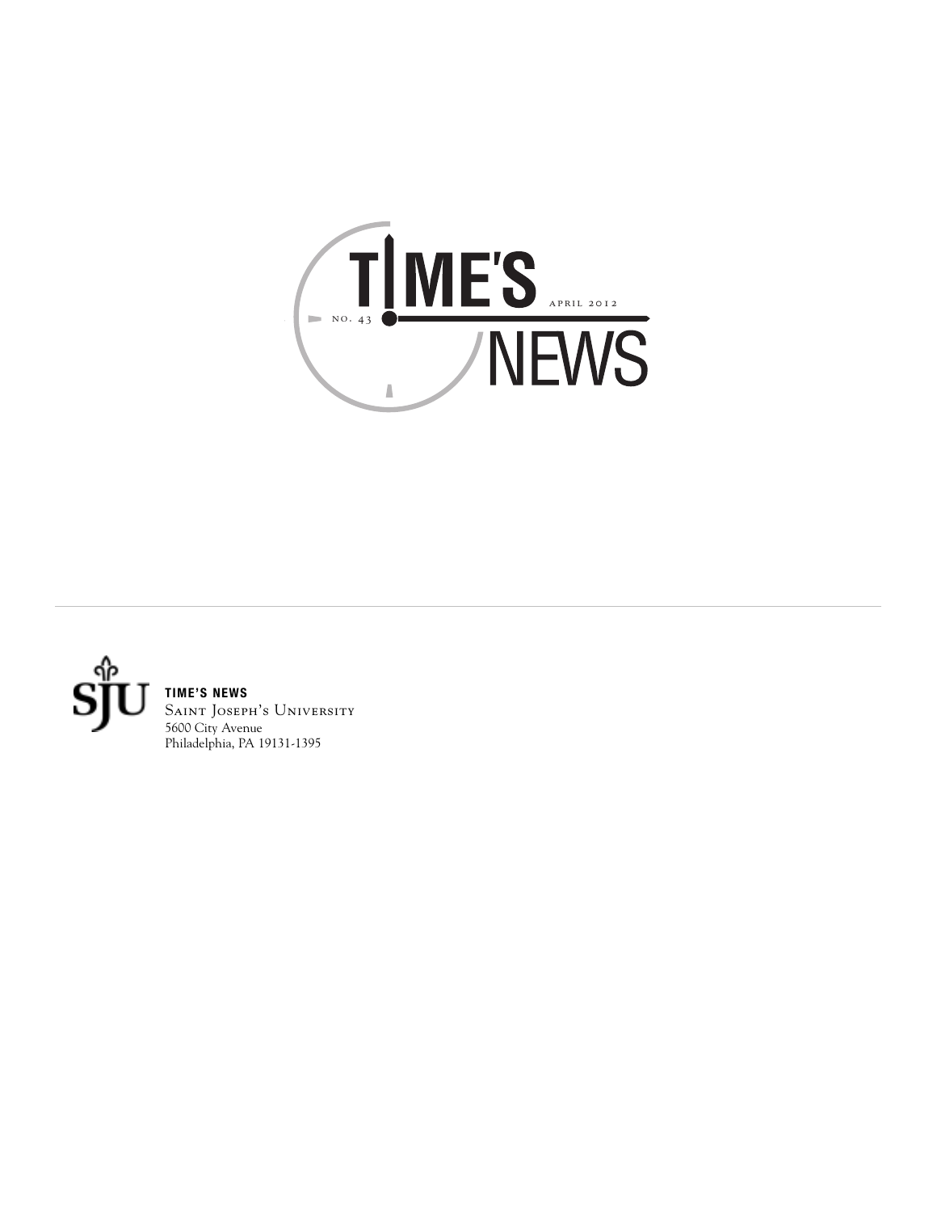# TIME'S NEWS

NO. 43

APRIL 2012

**TIME'S NEWS**
Saint Joseph's University
5600 City Avenue
Philadelphia, PA 19131-1395